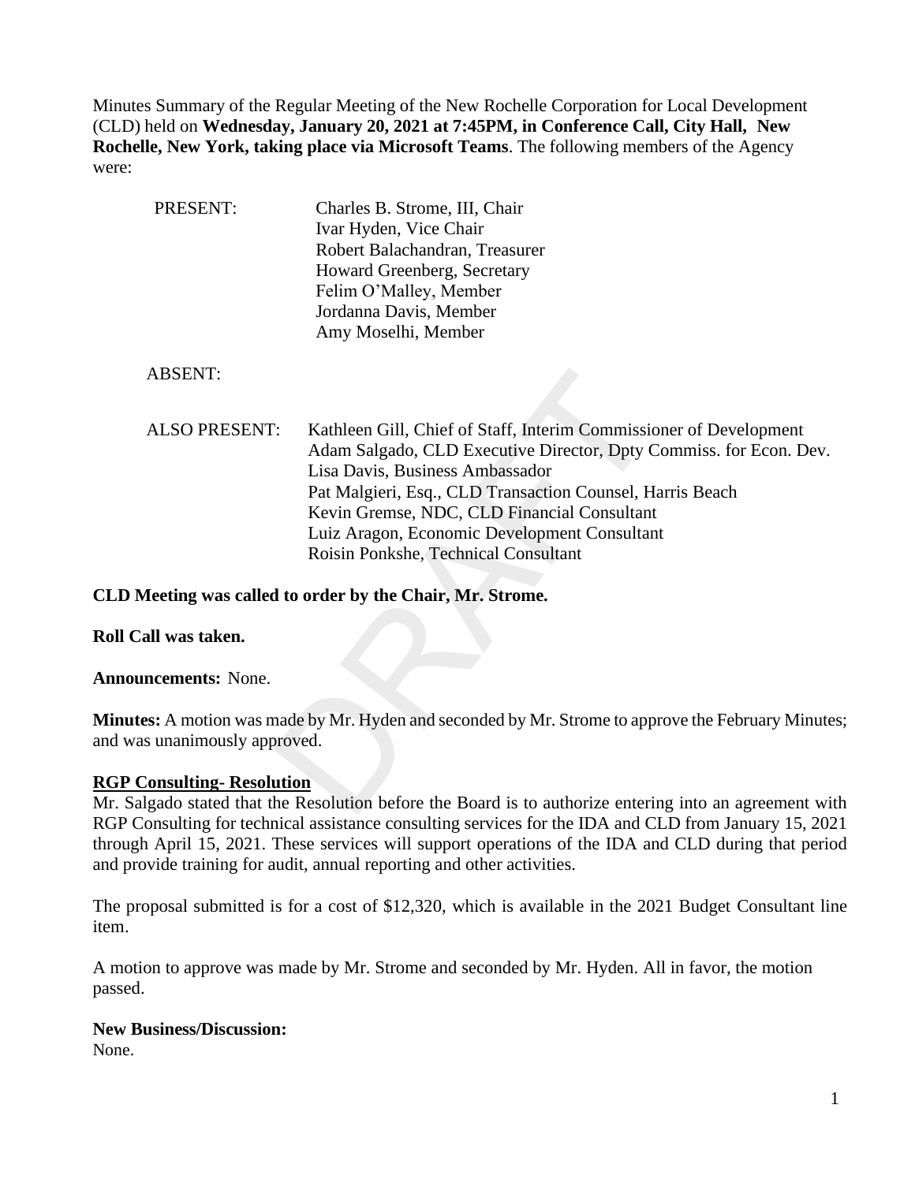Minutes Summary of the Regular Meeting of the New Rochelle Corporation for Local Development (CLD) held on **Wednesday, January 20, 2021 at 7:45PM, in Conference Call, City Hall, New Rochelle, New York, taking place via Microsoft Teams**. The following members of the Agency were:

PRESENT:
- Charles B. Strome, III, Chair
- Ivar Hyden, Vice Chair
- Robert Balachandran, Treasurer
- Howard Greenberg, Secretary
- Felim O'Malley, Member
- Jordanna Davis, Member
- Amy Moselhi, Member

ABSENT:

ALSO PRESENT:
- Kathleen Gill, Chief of Staff, Interim Commissioner of Development
- Adam Salgado, CLD Executive Director, Dpty Commiss. for Econ. Dev.
- Lisa Davis, Business Ambassador
- Pat Malgieri, Esq., CLD Transaction Counsel, Harris Beach
- Kevin Gremse, NDC, CLD Financial Consultant
- Luiz Aragon, Economic Development Consultant
- Roisin Ponkshe, Technical Consultant

**CLD Meeting was called to order by the Chair, Mr. Strome.**

**Roll Call was taken.**

**Announcements:** None.

**Minutes:** A motion was made by Mr. Hyden and seconded by Mr. Strome to approve the February Minutes; and was unanimously approved.

**RGP Consulting- Resolution**

Mr. Salgado stated that the Resolution before the Board is to authorize entering into an agreement with RGP Consulting for technical assistance consulting services for the IDA and CLD from January 15, 2021 through April 15, 2021. These services will support operations of the IDA and CLD during that period and provide training for audit, annual reporting and other activities.

The proposal submitted is for a cost of $12,320, which is available in the 2021 Budget Consultant line item.

A motion to approve was made by Mr. Strome and seconded by Mr. Hyden. All in favor, the motion passed.

**New Business/Discussion:**

None.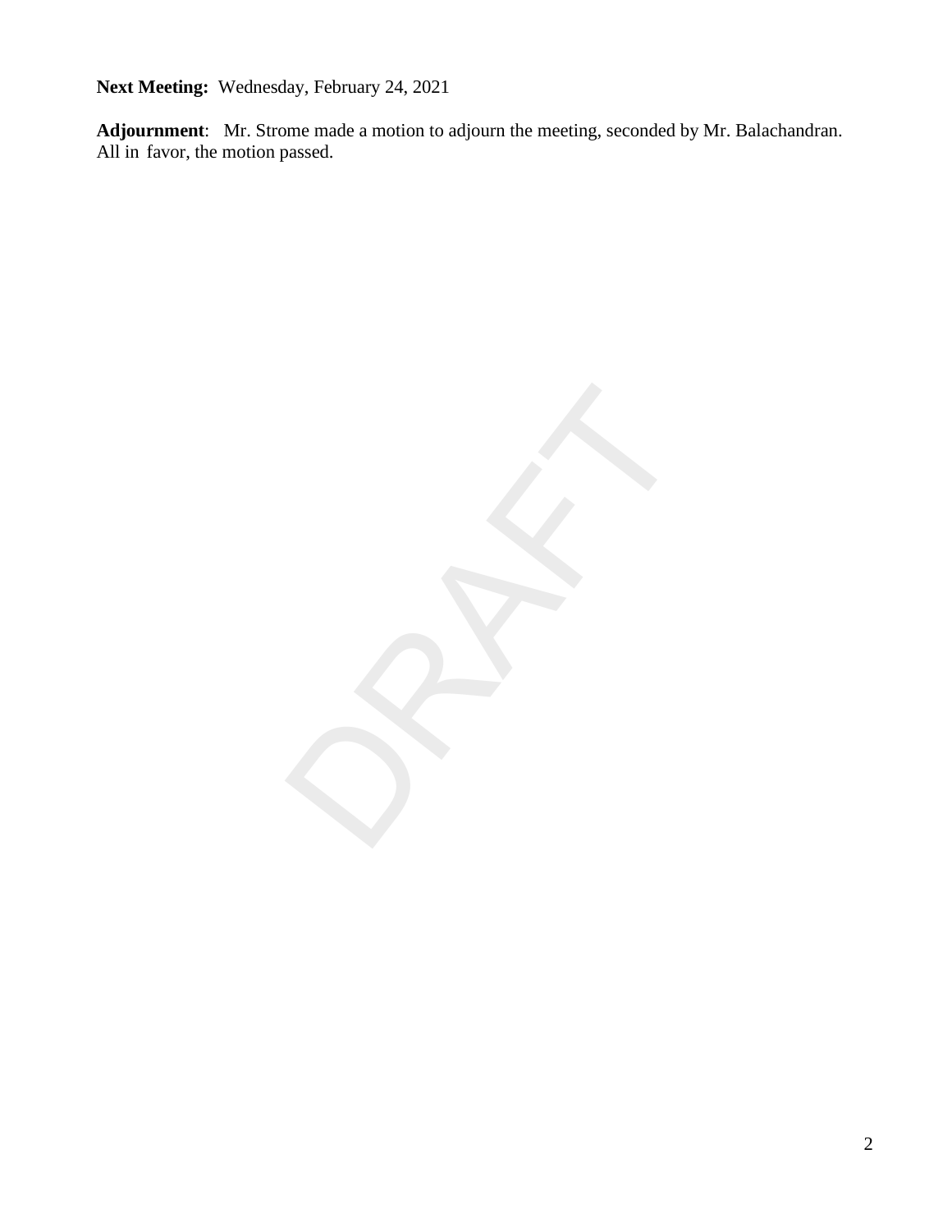**Next Meeting:** Wednesday, February 24, 2021

**Adjournment**: Mr. Strome made a motion to adjourn the meeting, seconded by Mr. Balachandran. All in favor, the motion passed.